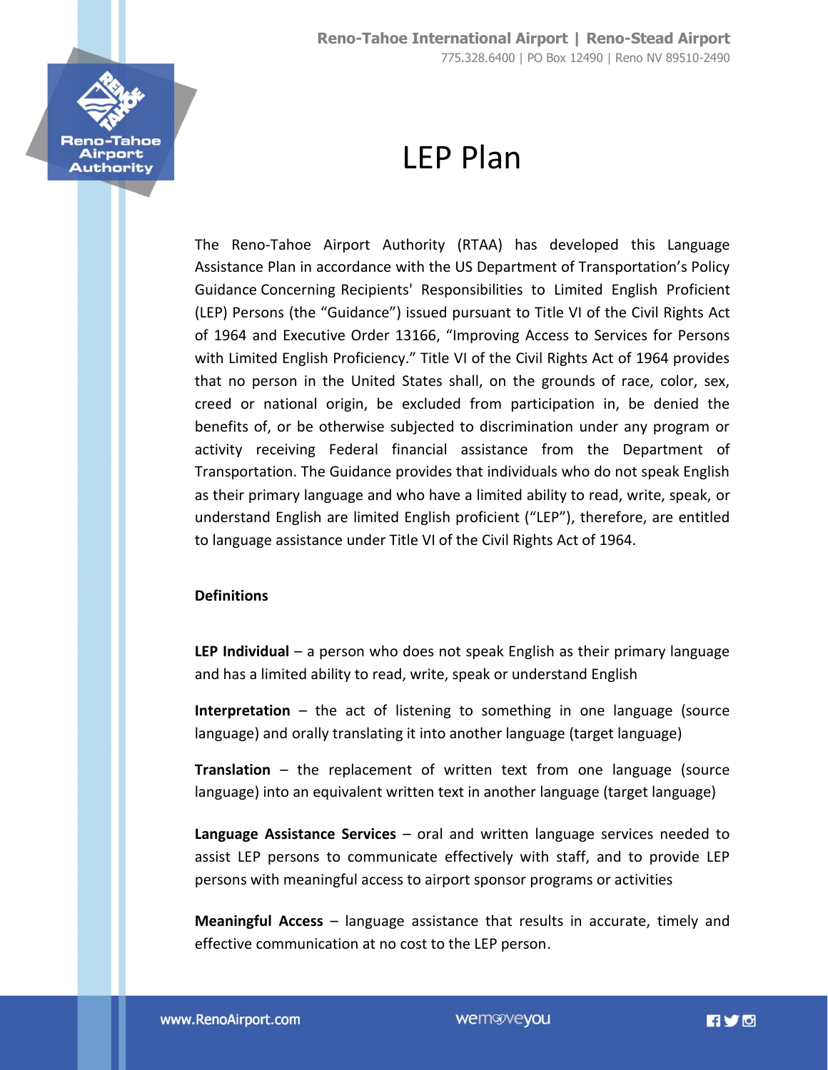# LEP Plan

The Reno-Tahoe Airport Authority (RTAA) has developed this Language Assistance Plan in accordance with the US Department of Transportation's Policy Guidance Concerning Recipients' Responsibilities to Limited English Proficient (LEP) Persons (the "Guidance") issued pursuant to Title VI of the Civil Rights Act of 1964 and Executive Order 13166, "Improving Access to Services for Persons with Limited English Proficiency." Title VI of the Civil Rights Act of 1964 provides that no person in the United States shall, on the grounds of race, color, sex, creed or national origin, be excluded from participation in, be denied the benefits of, or be otherwise subjected to discrimination under any program or activity receiving Federal financial assistance from the Department of Transportation. The Guidance provides that individuals who do not speak English as their primary language and who have a limited ability to read, write, speak, or understand English are limited English proficient ("LEP"), therefore, are entitled to language assistance under Title VI of the Civil Rights Act of 1964.

## Definitions

**LEP Individual** – a person who does not speak English as their primary language and has a limited ability to read, write, speak or understand English

**Interpretation** – the act of listening to something in one language (source language) and orally translating it into another language (target language)

**Translation** – the replacement of written text from one language (source language) into an equivalent written text in another language (target language)

**Language Assistance Services** – oral and written language services needed to assist LEP persons to communicate effectively with staff, and to provide LEP persons with meaningful access to airport sponsor programs or activities

**Meaningful Access** – language assistance that results in accurate, timely and effective communication at no cost to the LEP person.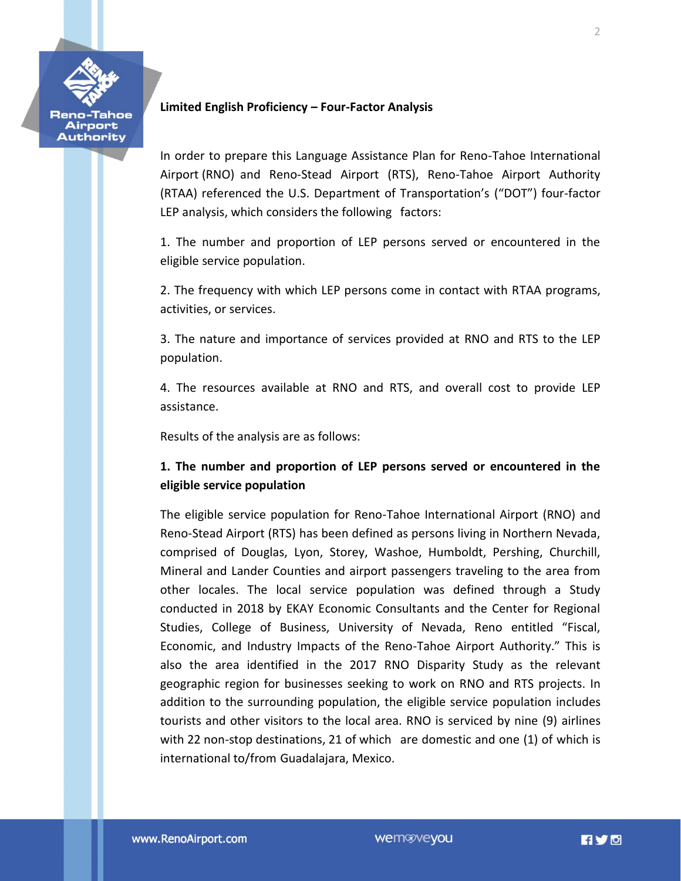## Limited English Proficiency – Four-Factor Analysis

In order to prepare this Language Assistance Plan for Reno-Tahoe International Airport (RNO) and Reno-Stead Airport (RTS), Reno-Tahoe Airport Authority (RTAA) referenced the U.S. Department of Transportation's ("DOT") four-factor LEP analysis, which considers the following factors:

1. The number and proportion of LEP persons served or encountered in the eligible service population.

2. The frequency with which LEP persons come in contact with RTAA programs, activities, or services.

3. The nature and importance of services provided at RNO and RTS to the LEP population.

4. The resources available at RNO and RTS, and overall cost to provide LEP assistance.

Results of the analysis are as follows:

### 1. The number and proportion of LEP persons served or encountered in the eligible service population

The eligible service population for Reno-Tahoe International Airport (RNO) and Reno-Stead Airport (RTS) has been defined as persons living in Northern Nevada, comprised of Douglas, Lyon, Storey, Washoe, Humboldt, Pershing, Churchill, Mineral and Lander Counties and airport passengers traveling to the area from other locales. The local service population was defined through a Study conducted in 2018 by EKAY Economic Consultants and the Center for Regional Studies, College of Business, University of Nevada, Reno entitled "Fiscal, Economic, and Industry Impacts of the Reno-Tahoe Airport Authority." This is also the area identified in the 2017 RNO Disparity Study as the relevant geographic region for businesses seeking to work on RNO and RTS projects. In addition to the surrounding population, the eligible service population includes tourists and other visitors to the local area. RNO is serviced by nine (9) airlines with 22 non-stop destinations, 21 of which are domestic and one (1) of which is international to/from Guadalajara, Mexico.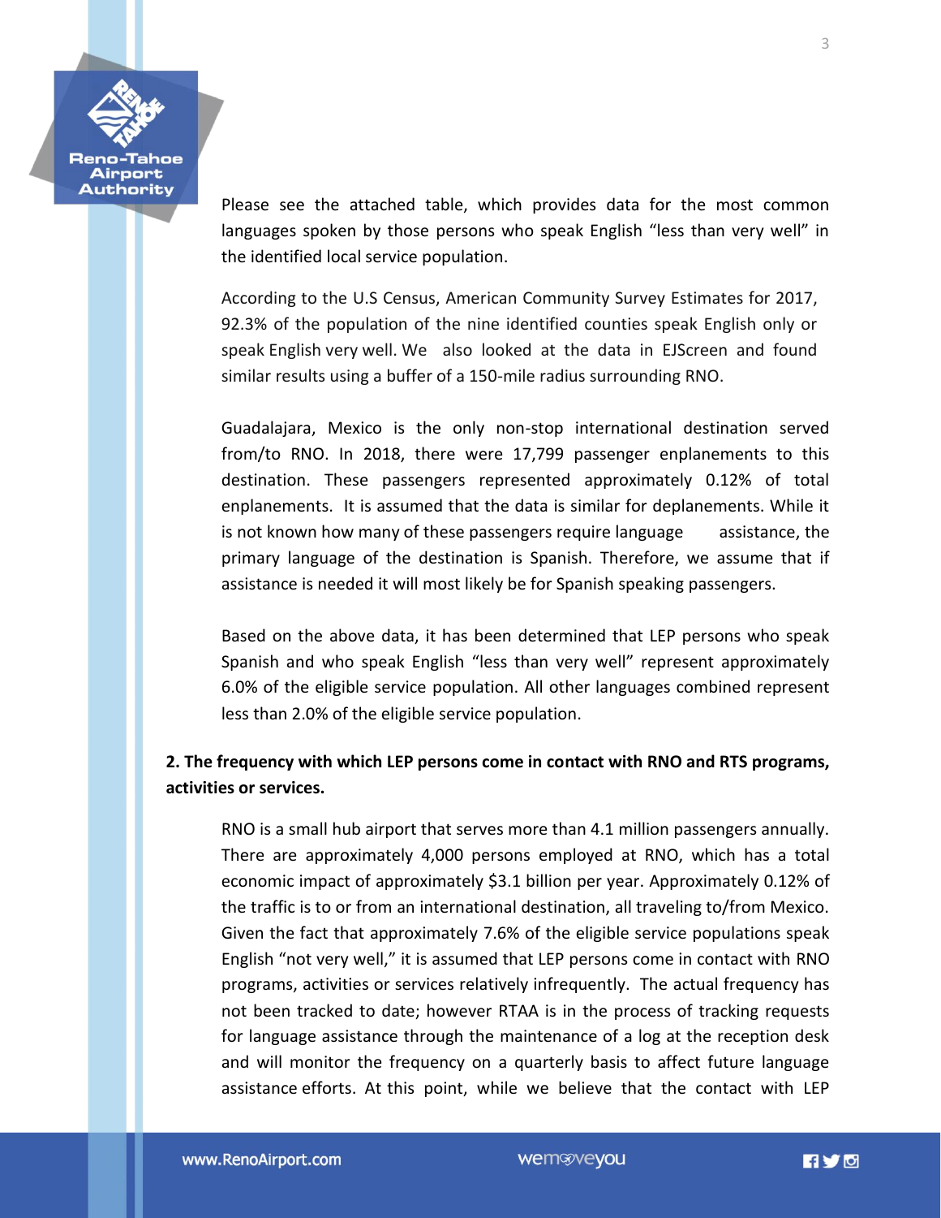Please see the attached table, which provides data for the most common languages spoken by those persons who speak English "less than very well" in the identified local service population.

According to the U.S Census, American Community Survey Estimates for 2017, 92.3% of the population of the nine identified counties speak English only or speak English very well. We also looked at the data in EJScreen and found similar results using a buffer of a 150-mile radius surrounding RNO.

Guadalajara, Mexico is the only non-stop international destination served from/to RNO. In 2018, there were 17,799 passenger enplanements to this destination. These passengers represented approximately 0.12% of total enplanements. It is assumed that the data is similar for deplanements. While it is not known how many of these passengers require language assistance, the primary language of the destination is Spanish. Therefore, we assume that if assistance is needed it will most likely be for Spanish speaking passengers.

Based on the above data, it has been determined that LEP persons who speak Spanish and who speak English "less than very well" represent approximately 6.0% of the eligible service population. All other languages combined represent less than 2.0% of the eligible service population.

**2. The frequency with which LEP persons come in contact with RNO and RTS programs, activities or services.**

RNO is a small hub airport that serves more than 4.1 million passengers annually. There are approximately 4,000 persons employed at RNO, which has a total economic impact of approximately $3.1 billion per year. Approximately 0.12% of the traffic is to or from an international destination, all traveling to/from Mexico. Given the fact that approximately 7.6% of the eligible service populations speak English "not very well," it is assumed that LEP persons come in contact with RNO programs, activities or services relatively infrequently. The actual frequency has not been tracked to date; however RTAA is in the process of tracking requests for language assistance through the maintenance of a log at the reception desk and will monitor the frequency on a quarterly basis to affect future language assistance efforts. At this point, while we believe that the contact with LEP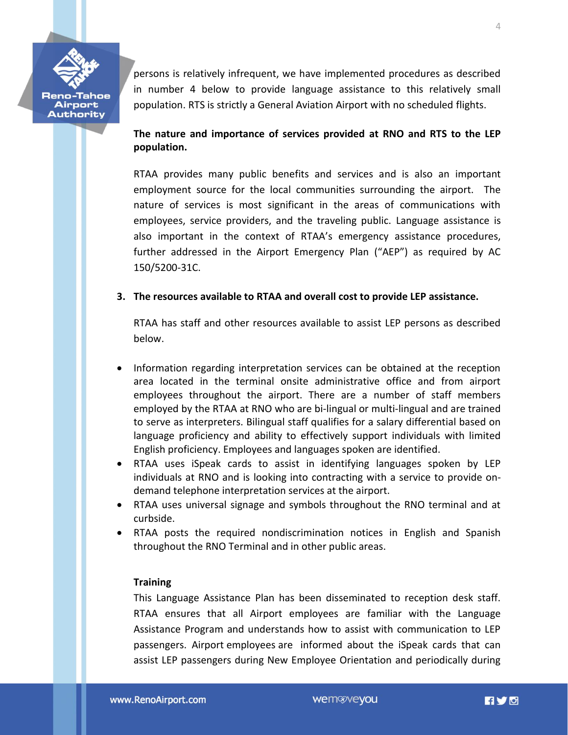persons is relatively infrequent, we have implemented procedures as described in number 4 below to provide language assistance to this relatively small population. RTS is strictly a General Aviation Airport with no scheduled flights.

**The nature and importance of services provided at RNO and RTS to the LEP population.**

RTAA provides many public benefits and services and is also an important employment source for the local communities surrounding the airport. The nature of services is most significant in the areas of communications with employees, service providers, and the traveling public. Language assistance is also important in the context of RTAA's emergency assistance procedures, further addressed in the Airport Emergency Plan ("AEP") as required by AC 150/5200-31C.

3. **The resources available to RTAA and overall cost to provide LEP assistance.**

   RTAA has staff and other resources available to assist LEP persons as described below.

- Information regarding interpretation services can be obtained at the reception area located in the terminal onsite administrative office and from airport employees throughout the airport. There are a number of staff members employed by the RTAA at RNO who are bi-lingual or multi-lingual and are trained to serve as interpreters. Bilingual staff qualifies for a salary differential based on language proficiency and ability to effectively support individuals with limited English proficiency. Employees and languages spoken are identified.
- RTAA uses iSpeak cards to assist in identifying languages spoken by LEP individuals at RNO and is looking into contracting with a service to provide on-demand telephone interpretation services at the airport.
- RTAA uses universal signage and symbols throughout the RNO terminal and at curbside.
- RTAA posts the required nondiscrimination notices in English and Spanish throughout the RNO Terminal and in other public areas.

**Training**

This Language Assistance Plan has been disseminated to reception desk staff. RTAA ensures that all Airport employees are familiar with the Language Assistance Program and understands how to assist with communication to LEP passengers. Airport employees are informed about the iSpeak cards that can assist LEP passengers during New Employee Orientation and periodically during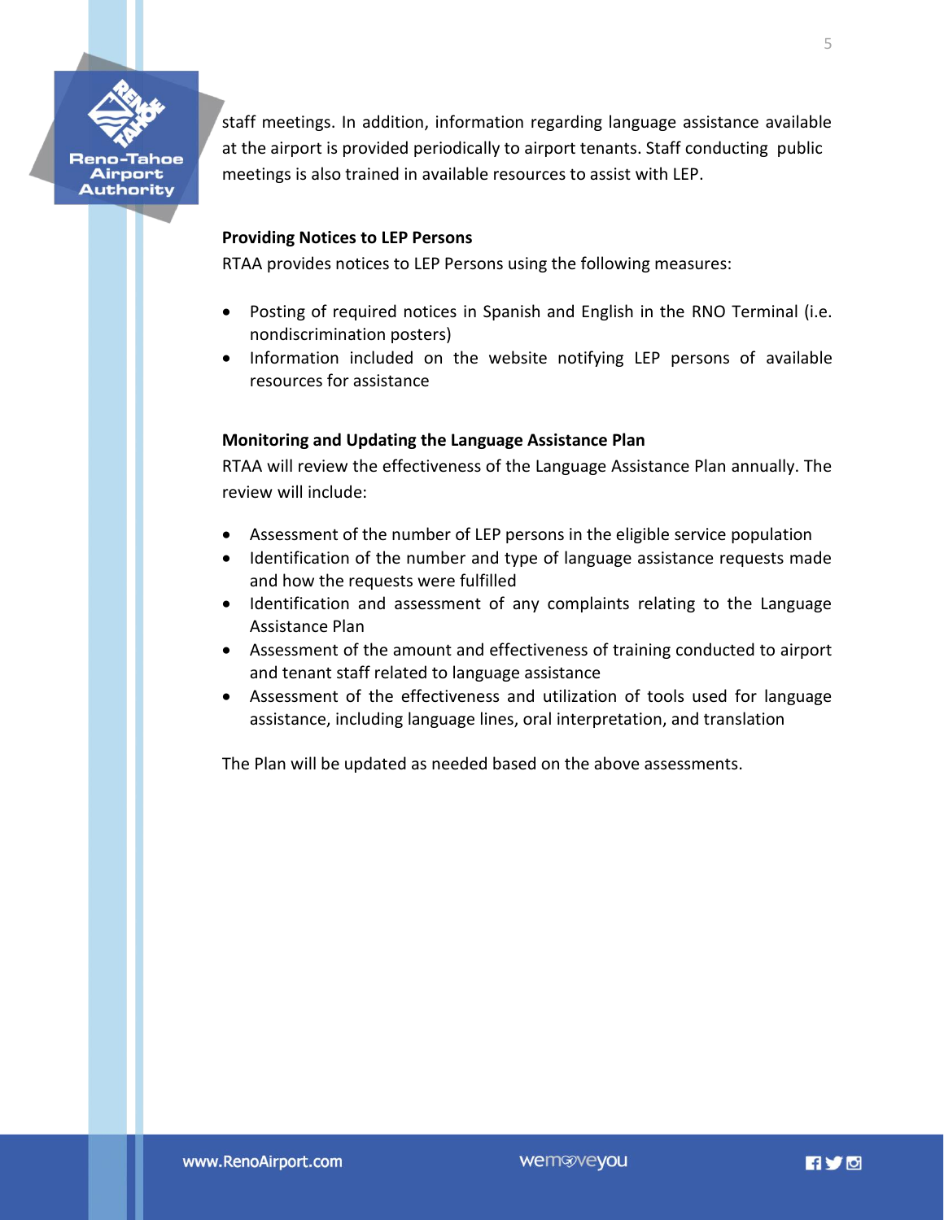staff meetings. In addition, information regarding language assistance available at the airport is provided periodically to airport tenants. Staff conducting public meetings is also trained in available resources to assist with LEP.

**Providing Notices to LEP Persons**

RTAA provides notices to LEP Persons using the following measures:

- Posting of required notices in Spanish and English in the RNO Terminal (i.e. nondiscrimination posters)
- Information included on the website notifying LEP persons of available resources for assistance

**Monitoring and Updating the Language Assistance Plan**

RTAA will review the effectiveness of the Language Assistance Plan annually. The review will include:

- Assessment of the number of LEP persons in the eligible service population
- Identification of the number and type of language assistance requests made and how the requests were fulfilled
- Identification and assessment of any complaints relating to the Language Assistance Plan
- Assessment of the amount and effectiveness of training conducted to airport and tenant staff related to language assistance
- Assessment of the effectiveness and utilization of tools used for language assistance, including language lines, oral interpretation, and translation

The Plan will be updated as needed based on the above assessments.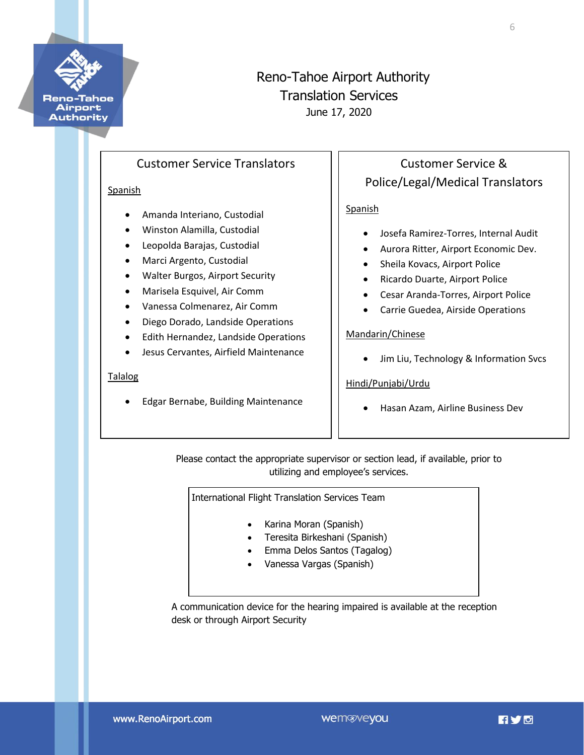# Reno-Tahoe Airport Authority
## Translation Services
June 17, 2020

### Customer Service Translators

Spanish

- Amanda Interiano, Custodial
- Winston Alamilla, Custodial
- Leopolda Barajas, Custodial
- Marci Argento, Custodial
- Walter Burgos, Airport Security
- Marisela Esquivel, Air Comm
- Vanessa Colmenarez, Air Comm
- Diego Dorado, Landside Operations
- Edith Hernandez, Landside Operations
- Jesus Cervantes, Airfield Maintenance

Talalog

- Edgar Bernabe, Building Maintenance

### Customer Service & Police/Legal/Medical Translators

Spanish

- Josefa Ramirez-Torres, Internal Audit
- Aurora Ritter, Airport Economic Dev.
- Sheila Kovacs, Airport Police
- Ricardo Duarte, Airport Police
- Cesar Aranda-Torres, Airport Police
- Carrie Guedea, Airside Operations

Mandarin/Chinese

- Jim Liu, Technology & Information Svcs

Hindi/Punjabi/Urdu

- Hasan Azam, Airline Business Dev

Please contact the appropriate supervisor or section lead, if available, prior to utilizing and employee's services.

### International Flight Translation Services Team

- Karina Moran (Spanish)
- Teresita Birkeshani (Spanish)
- Emma Delos Santos (Tagalog)
- Vanessa Vargas (Spanish)

A communication device for the hearing impaired is available at the reception desk or through Airport Security